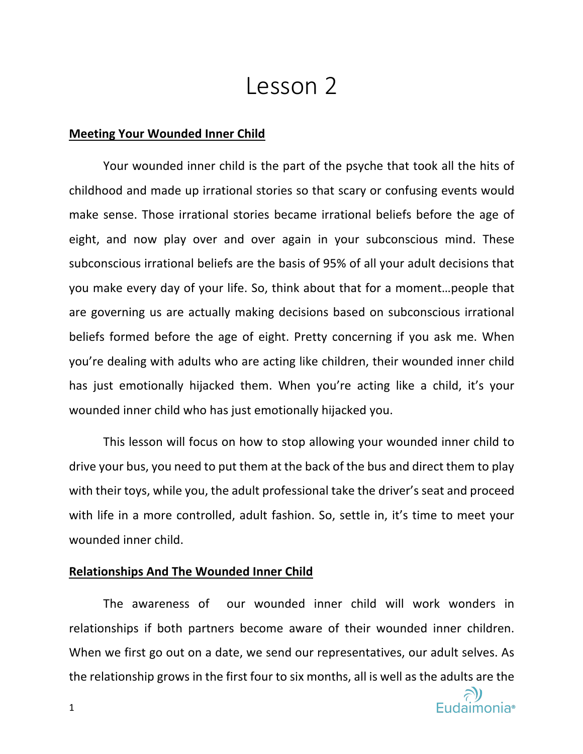# Lesson 2

## Meeting Your Wounded Inner Child

Your wounded inner child is the part of the psyche that took all the hits of childhood and made up irrational stories so that scary or confusing events would make sense. Those irrational stories became irrational beliefs before the age of eight, and now play over and over again in your subconscious mind. These subconscious irrational beliefs are the basis of 95% of all your adult decisions that you make every day of your life. So, think about that for a moment…people that are governing us are actually making decisions based on subconscious irrational beliefs formed before the age of eight. Pretty concerning if you ask me. When you're dealing with adults who are acting like children, their wounded inner child has just emotionally hijacked them. When you're acting like a child, it's your wounded inner child who has just emotionally hijacked you.

This lesson will focus on how to stop allowing your wounded inner child to drive your bus, you need to put them at the back of the bus and direct them to play with their toys, while you, the adult professional take the driver's seat and proceed with life in a more controlled, adult fashion. So, settle in, it's time to meet your wounded inner child.

## Relationships And The Wounded Inner Child

The awareness of our wounded inner child will work wonders in relationships if both partners become aware of their wounded inner children. When we first go out on a date, we send our representatives, our adult selves. As the relationship grows in the first four to six months, all is well as the adults are the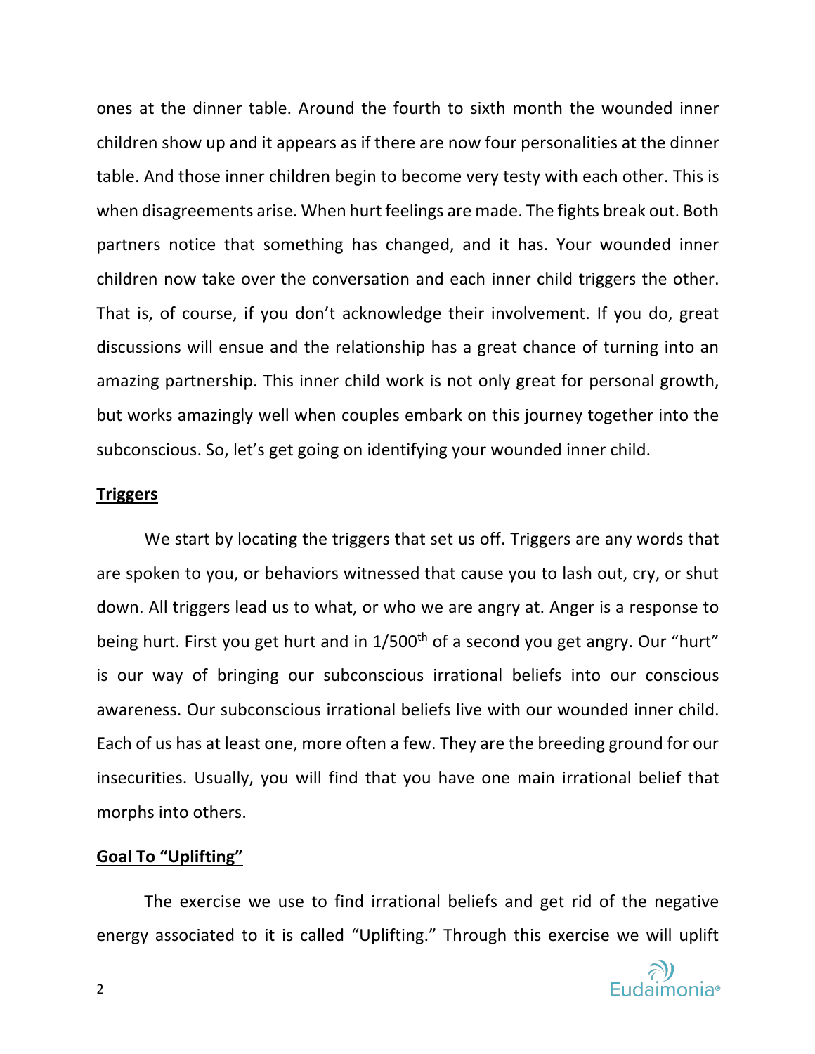ones at the dinner table. Around the fourth to sixth month the wounded inner children show up and it appears as if there are now four personalities at the dinner table. And those inner children begin to become very testy with each other. This is when disagreements arise. When hurt feelings are made. The fights break out. Both partners notice that something has changed, and it has. Your wounded inner children now take over the conversation and each inner child triggers the other. That is, of course, if you don't acknowledge their involvement. If you do, great discussions will ensue and the relationship has a great chance of turning into an amazing partnership. This inner child work is not only great for personal growth, but works amazingly well when couples embark on this journey together into the subconscious. So, let's get going on identifying your wounded inner child.

## Triggers

We start by locating the triggers that set us off. Triggers are any words that are spoken to you, or behaviors witnessed that cause you to lash out, cry, or shut down. All triggers lead us to what, or who we are angry at. Anger is a response to being hurt. First you get hurt and in 1/500th of a second you get angry. Our "hurt" is our way of bringing our subconscious irrational beliefs into our conscious awareness. Our subconscious irrational beliefs live with our wounded inner child. Each of us has at least one, more often a few. They are the breeding ground for our insecurities. Usually, you will find that you have one main irrational belief that morphs into others.

## Goal To "Uplifting"

The exercise we use to find irrational beliefs and get rid of the negative energy associated to it is called "Uplifting." Through this exercise we will uplift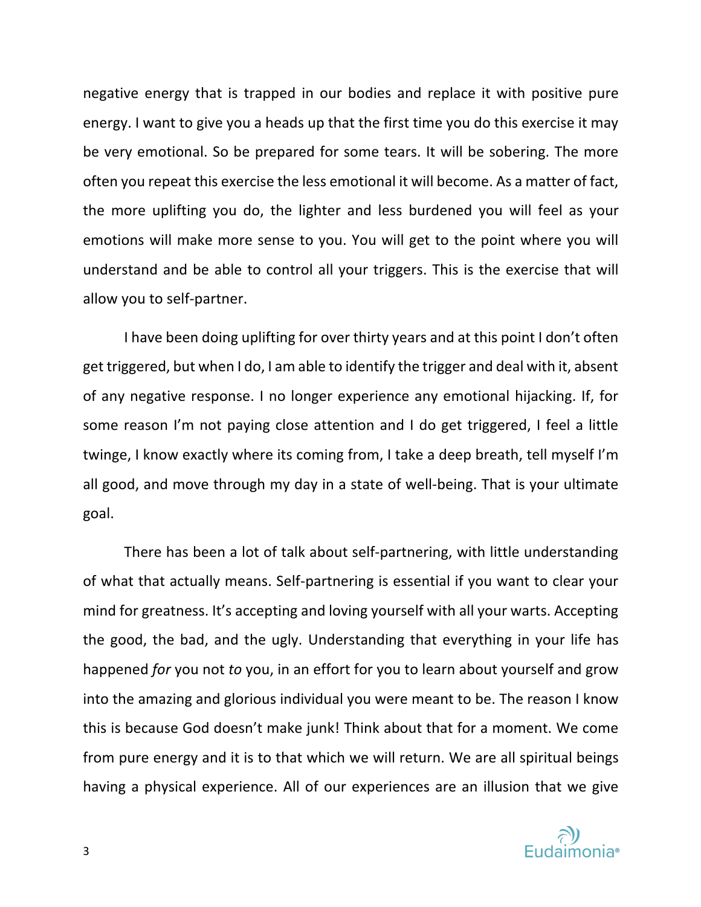negative energy that is trapped in our bodies and replace it with positive pure energy. I want to give you a heads up that the first time you do this exercise it may be very emotional. So be prepared for some tears. It will be sobering. The more often you repeat this exercise the less emotional it will become. As a matter of fact, the more uplifting you do, the lighter and less burdened you will feel as your emotions will make more sense to you. You will get to the point where you will understand and be able to control all your triggers. This is the exercise that will allow you to self-partner.

I have been doing uplifting for over thirty years and at this point I don't often get triggered, but when I do, I am able to identify the trigger and deal with it, absent of any negative response. I no longer experience any emotional hijacking. If, for some reason I'm not paying close attention and I do get triggered, I feel a little twinge, I know exactly where its coming from, I take a deep breath, tell myself I'm all good, and move through my day in a state of well-being. That is your ultimate goal.

There has been a lot of talk about self-partnering, with little understanding of what that actually means. Self-partnering is essential if you want to clear your mind for greatness. It's accepting and loving yourself with all your warts. Accepting the good, the bad, and the ugly. Understanding that everything in your life has happened *for* you not *to* you, in an effort for you to learn about yourself and grow into the amazing and glorious individual you were meant to be. The reason I know this is because God doesn't make junk! Think about that for a moment. We come from pure energy and it is to that which we will return. We are all spiritual beings having a physical experience. All of our experiences are an illusion that we give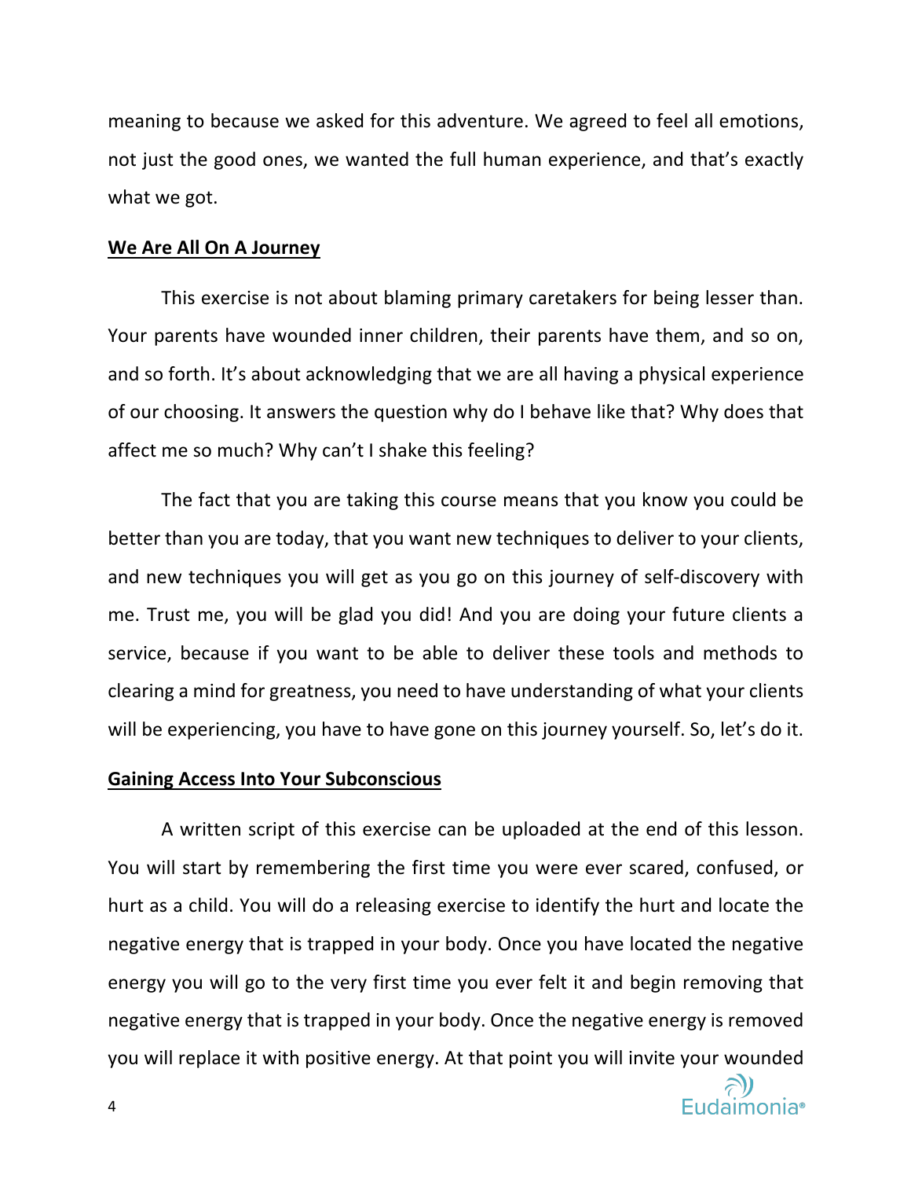meaning to because we asked for this adventure. We agreed to feel all emotions, not just the good ones, we wanted the full human experience, and that's exactly what we got.

**We Are All On A Journey**

This exercise is not about blaming primary caretakers for being lesser than. Your parents have wounded inner children, their parents have them, and so on, and so forth. It's about acknowledging that we are all having a physical experience of our choosing. It answers the question why do I behave like that? Why does that affect me so much? Why can't I shake this feeling?

The fact that you are taking this course means that you know you could be better than you are today, that you want new techniques to deliver to your clients, and new techniques you will get as you go on this journey of self-discovery with me. Trust me, you will be glad you did! And you are doing your future clients a service, because if you want to be able to deliver these tools and methods to clearing a mind for greatness, you need to have understanding of what your clients will be experiencing, you have to have gone on this journey yourself. So, let's do it.

**Gaining Access Into Your Subconscious**

A written script of this exercise can be uploaded at the end of this lesson. You will start by remembering the first time you were ever scared, confused, or hurt as a child. You will do a releasing exercise to identify the hurt and locate the negative energy that is trapped in your body. Once you have located the negative energy you will go to the very first time you ever felt it and begin removing that negative energy that is trapped in your body. Once the negative energy is removed you will replace it with positive energy. At that point you will invite your wounded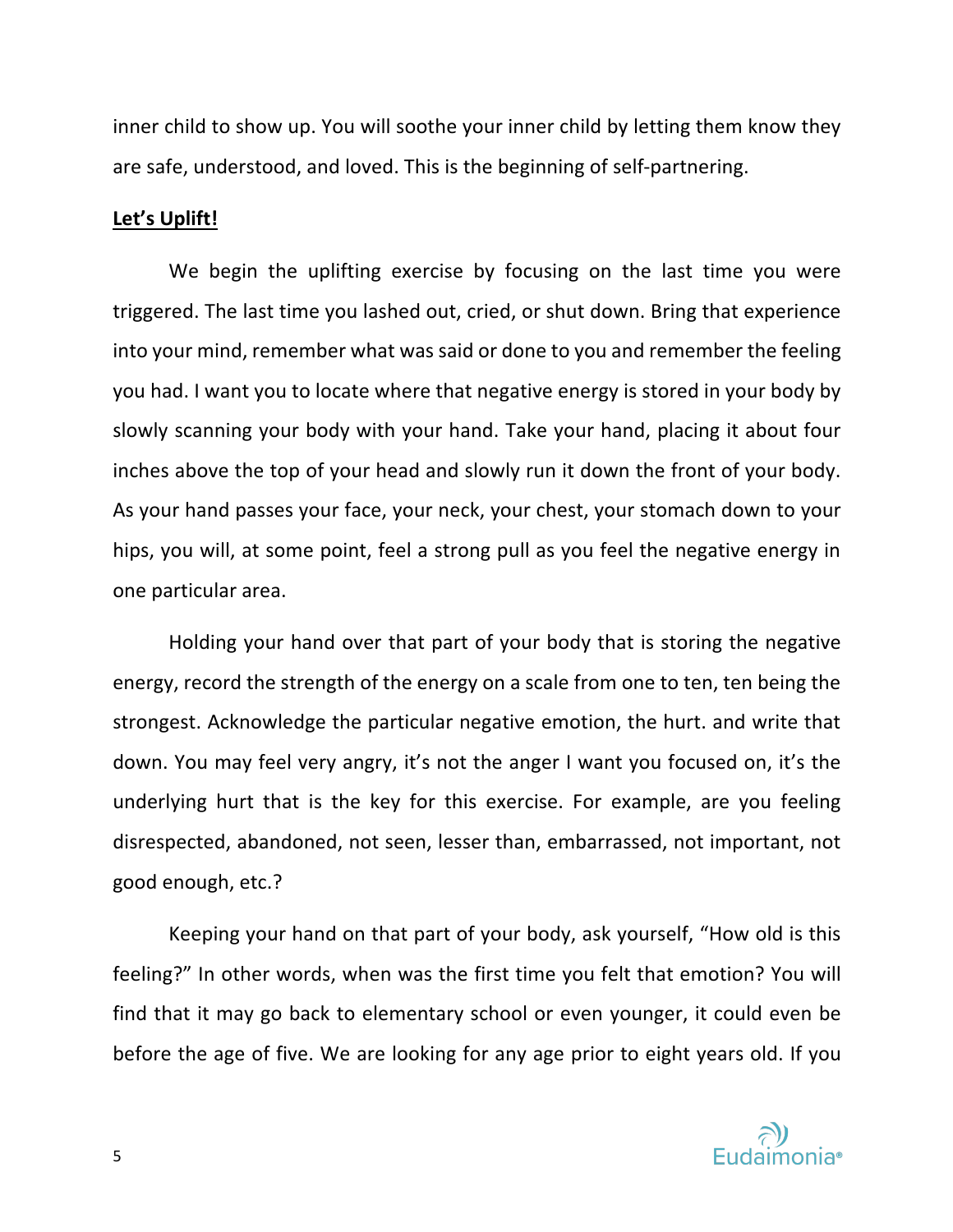inner child to show up. You will soothe your inner child by letting them know they are safe, understood, and loved. This is the beginning of self-partnering.

**Let's Uplift!**

We begin the uplifting exercise by focusing on the last time you were triggered. The last time you lashed out, cried, or shut down. Bring that experience into your mind, remember what was said or done to you and remember the feeling you had. I want you to locate where that negative energy is stored in your body by slowly scanning your body with your hand. Take your hand, placing it about four inches above the top of your head and slowly run it down the front of your body. As your hand passes your face, your neck, your chest, your stomach down to your hips, you will, at some point, feel a strong pull as you feel the negative energy in one particular area.

Holding your hand over that part of your body that is storing the negative energy, record the strength of the energy on a scale from one to ten, ten being the strongest. Acknowledge the particular negative emotion, the hurt. and write that down. You may feel very angry, it's not the anger I want you focused on, it's the underlying hurt that is the key for this exercise. For example, are you feeling disrespected, abandoned, not seen, lesser than, embarrassed, not important, not good enough, etc.?

Keeping your hand on that part of your body, ask yourself, "How old is this feeling?" In other words, when was the first time you felt that emotion? You will find that it may go back to elementary school or even younger, it could even be before the age of five. We are looking for any age prior to eight years old. If you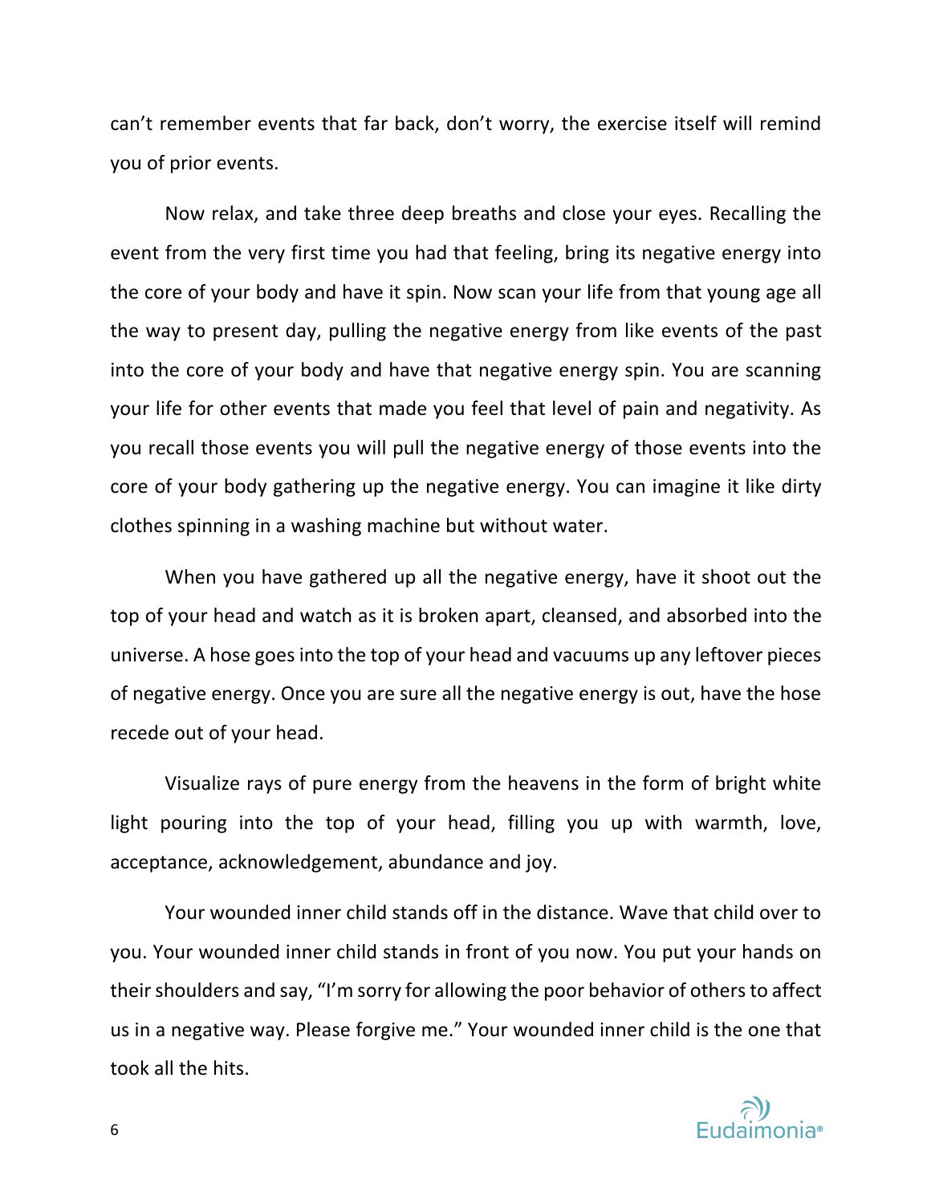can't remember events that far back, don't worry, the exercise itself will remind you of prior events.

Now relax, and take three deep breaths and close your eyes. Recalling the event from the very first time you had that feeling, bring its negative energy into the core of your body and have it spin. Now scan your life from that young age all the way to present day, pulling the negative energy from like events of the past into the core of your body and have that negative energy spin. You are scanning your life for other events that made you feel that level of pain and negativity. As you recall those events you will pull the negative energy of those events into the core of your body gathering up the negative energy. You can imagine it like dirty clothes spinning in a washing machine but without water.

When you have gathered up all the negative energy, have it shoot out the top of your head and watch as it is broken apart, cleansed, and absorbed into the universe. A hose goes into the top of your head and vacuums up any leftover pieces of negative energy. Once you are sure all the negative energy is out, have the hose recede out of your head.

Visualize rays of pure energy from the heavens in the form of bright white light pouring into the top of your head, filling you up with warmth, love, acceptance, acknowledgement, abundance and joy.

Your wounded inner child stands off in the distance. Wave that child over to you. Your wounded inner child stands in front of you now. You put your hands on their shoulders and say, "I'm sorry for allowing the poor behavior of others to affect us in a negative way. Please forgive me." Your wounded inner child is the one that took all the hits.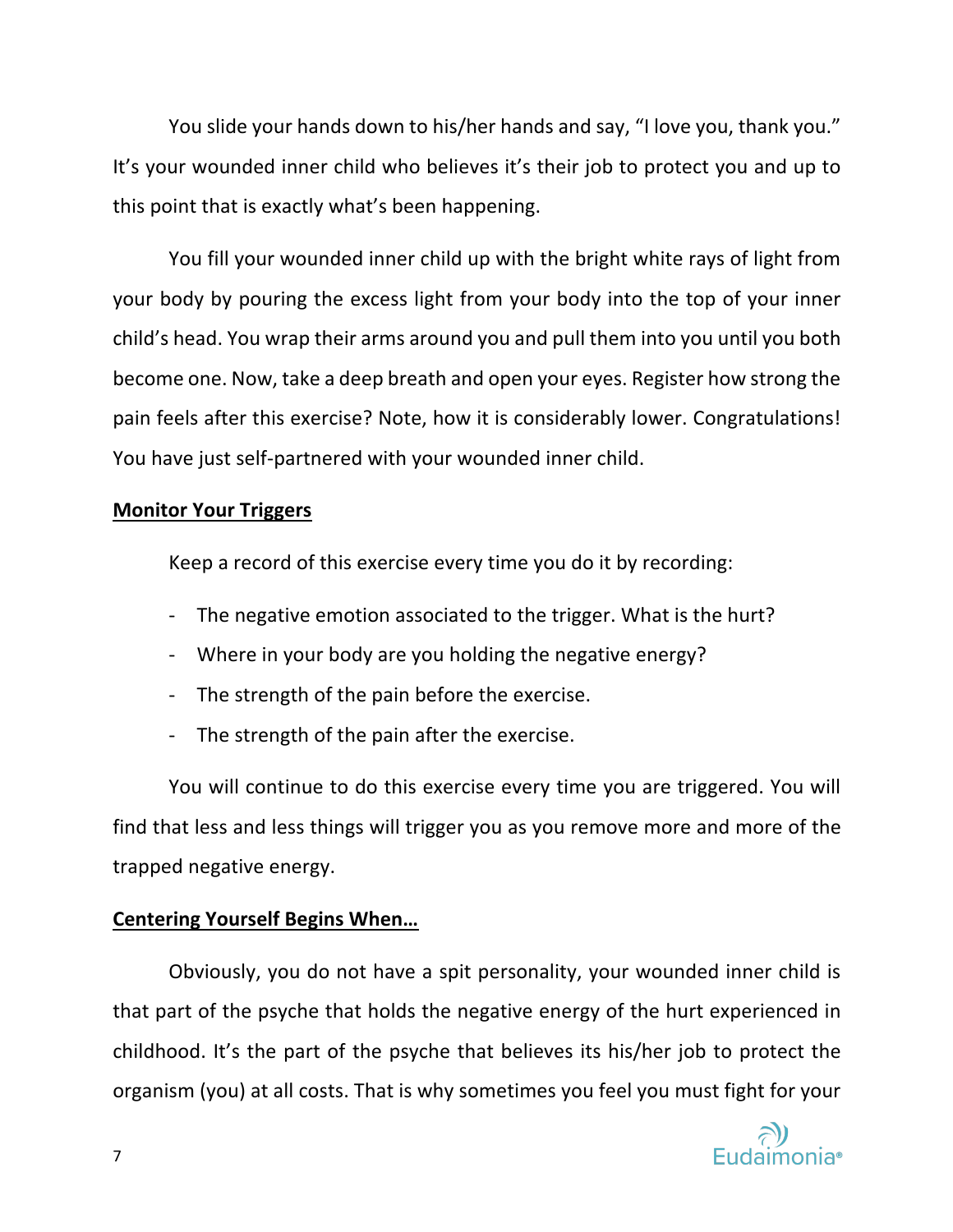You slide your hands down to his/her hands and say, “I love you, thank you.” It’s your wounded inner child who believes it’s their job to protect you and up to this point that is exactly what’s been happening.

You fill your wounded inner child up with the bright white rays of light from your body by pouring the excess light from your body into the top of your inner child’s head. You wrap their arms around you and pull them into you until you both become one. Now, take a deep breath and open your eyes. Register how strong the pain feels after this exercise? Note, how it is considerably lower. Congratulations! You have just self-partnered with your wounded inner child.

**Monitor Your Triggers**

Keep a record of this exercise every time you do it by recording:

- The negative emotion associated to the trigger. What is the hurt?
- Where in your body are you holding the negative energy?
- The strength of the pain before the exercise.
- The strength of the pain after the exercise.

You will continue to do this exercise every time you are triggered. You will find that less and less things will trigger you as you remove more and more of the trapped negative energy.

**Centering Yourself Begins When…**

Obviously, you do not have a spit personality, your wounded inner child is that part of the psyche that holds the negative energy of the hurt experienced in childhood. It’s the part of the psyche that believes its his/her job to protect the organism (you) at all costs. That is why sometimes you feel you must fight for your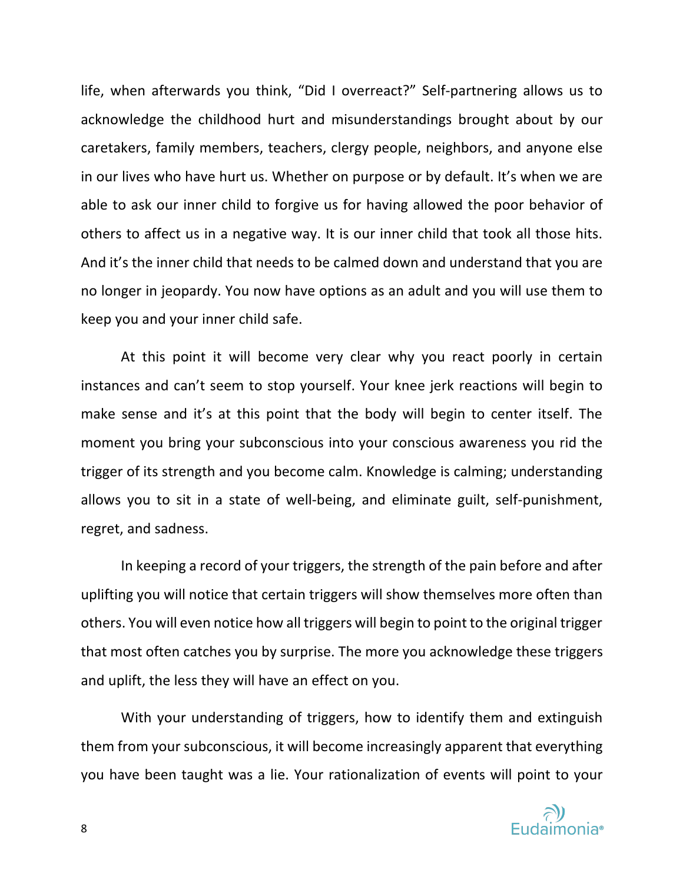life, when afterwards you think, "Did I overreact?" Self-partnering allows us to acknowledge the childhood hurt and misunderstandings brought about by our caretakers, family members, teachers, clergy people, neighbors, and anyone else in our lives who have hurt us. Whether on purpose or by default. It's when we are able to ask our inner child to forgive us for having allowed the poor behavior of others to affect us in a negative way. It is our inner child that took all those hits. And it's the inner child that needs to be calmed down and understand that you are no longer in jeopardy. You now have options as an adult and you will use them to keep you and your inner child safe.

At this point it will become very clear why you react poorly in certain instances and can't seem to stop yourself. Your knee jerk reactions will begin to make sense and it's at this point that the body will begin to center itself. The moment you bring your subconscious into your conscious awareness you rid the trigger of its strength and you become calm. Knowledge is calming; understanding allows you to sit in a state of well-being, and eliminate guilt, self-punishment, regret, and sadness.

In keeping a record of your triggers, the strength of the pain before and after uplifting you will notice that certain triggers will show themselves more often than others. You will even notice how all triggers will begin to point to the original trigger that most often catches you by surprise. The more you acknowledge these triggers and uplift, the less they will have an effect on you.

With your understanding of triggers, how to identify them and extinguish them from your subconscious, it will become increasingly apparent that everything you have been taught was a lie. Your rationalization of events will point to your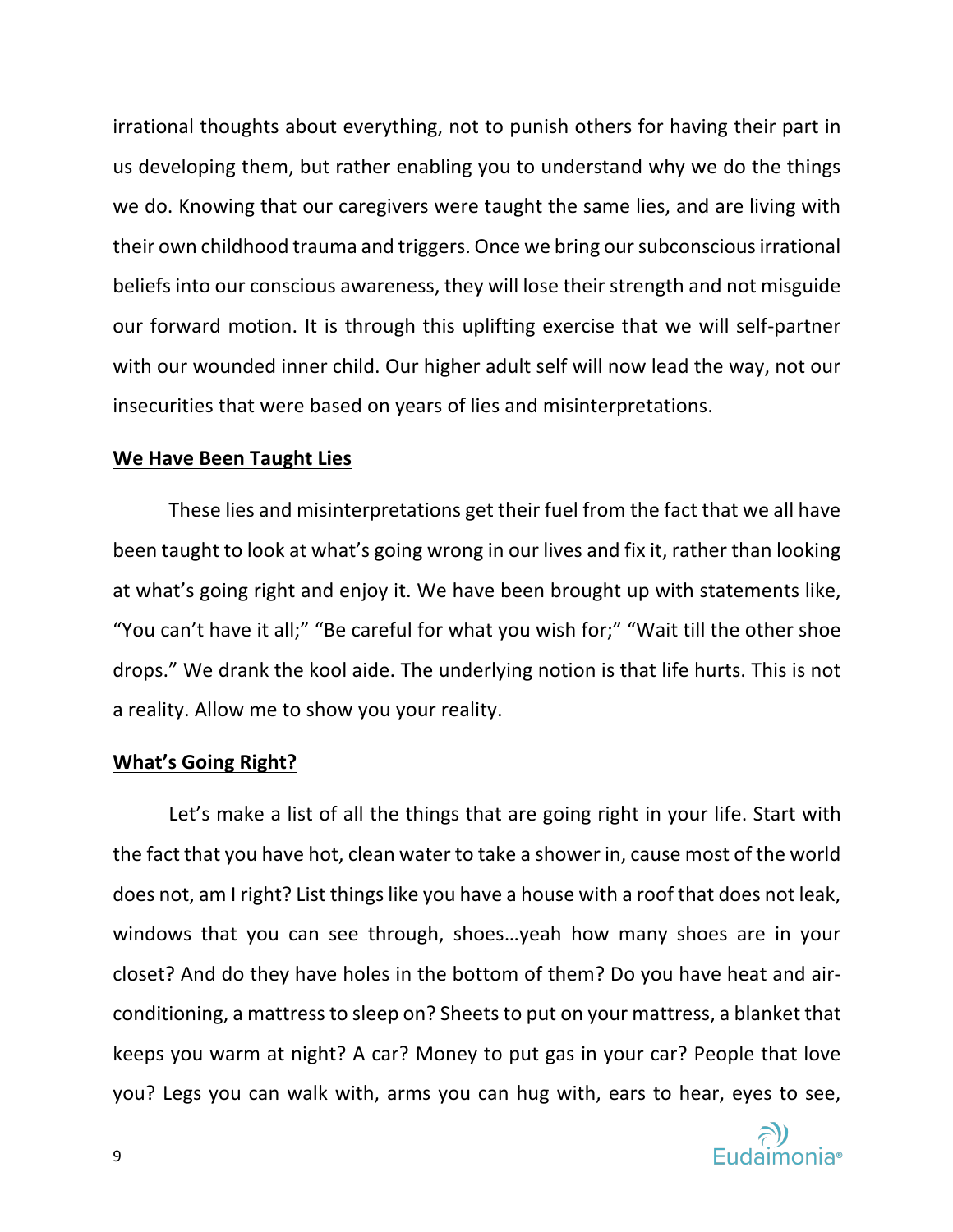irrational thoughts about everything, not to punish others for having their part in us developing them, but rather enabling you to understand why we do the things we do. Knowing that our caregivers were taught the same lies, and are living with their own childhood trauma and triggers. Once we bring our subconscious irrational beliefs into our conscious awareness, they will lose their strength and not misguide our forward motion. It is through this uplifting exercise that we will self-partner with our wounded inner child. Our higher adult self will now lead the way, not our insecurities that were based on years of lies and misinterpretations.

## We Have Been Taught Lies

These lies and misinterpretations get their fuel from the fact that we all have been taught to look at what's going wrong in our lives and fix it, rather than looking at what's going right and enjoy it. We have been brought up with statements like, "You can't have it all;" "Be careful for what you wish for;" "Wait till the other shoe drops." We drank the kool aide. The underlying notion is that life hurts. This is not a reality. Allow me to show you your reality.

## What's Going Right?

Let's make a list of all the things that are going right in your life. Start with the fact that you have hot, clean water to take a shower in, cause most of the world does not, am I right? List things like you have a house with a roof that does not leak, windows that you can see through, shoes…yeah how many shoes are in your closet? And do they have holes in the bottom of them? Do you have heat and air-conditioning, a mattress to sleep on? Sheets to put on your mattress, a blanket that keeps you warm at night? A car? Money to put gas in your car? People that love you? Legs you can walk with, arms you can hug with, ears to hear, eyes to see,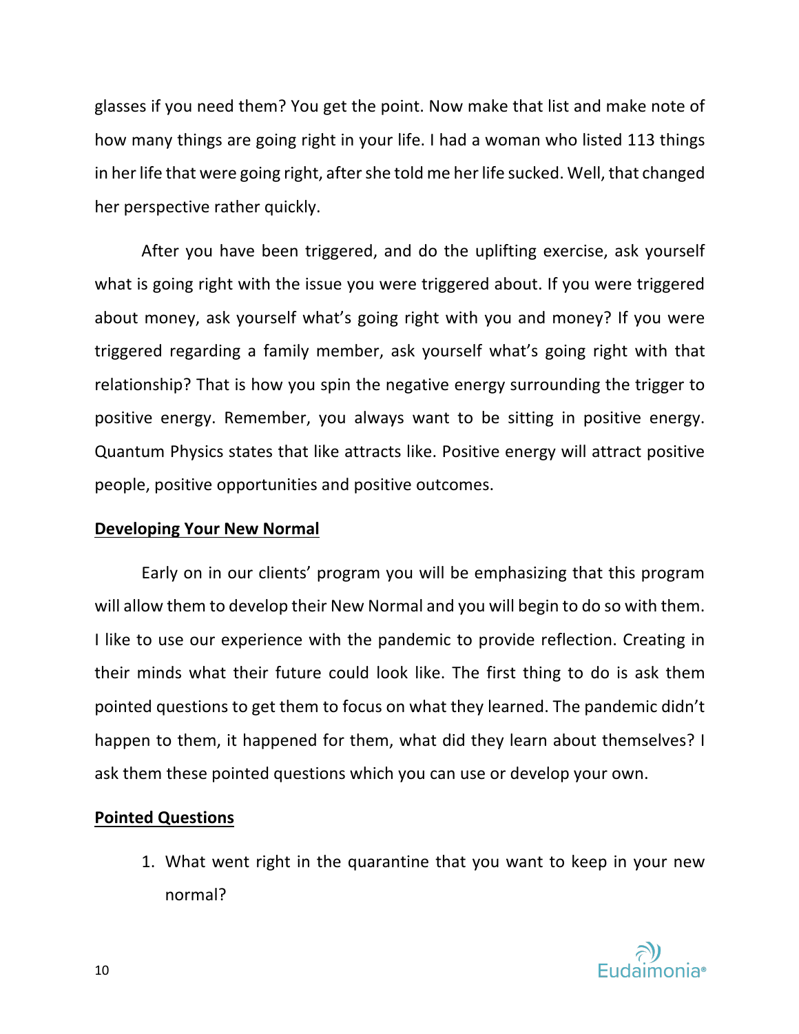glasses if you need them? You get the point. Now make that list and make note of how many things are going right in your life. I had a woman who listed 113 things in her life that were going right, after she told me her life sucked. Well, that changed her perspective rather quickly.

After you have been triggered, and do the uplifting exercise, ask yourself what is going right with the issue you were triggered about. If you were triggered about money, ask yourself what's going right with you and money? If you were triggered regarding a family member, ask yourself what's going right with that relationship? That is how you spin the negative energy surrounding the trigger to positive energy. Remember, you always want to be sitting in positive energy. Quantum Physics states that like attracts like. Positive energy will attract positive people, positive opportunities and positive outcomes.

**Developing Your New Normal**

Early on in our clients' program you will be emphasizing that this program will allow them to develop their New Normal and you will begin to do so with them. I like to use our experience with the pandemic to provide reflection. Creating in their minds what their future could look like. The first thing to do is ask them pointed questions to get them to focus on what they learned. The pandemic didn't happen to them, it happened for them, what did they learn about themselves? I ask them these pointed questions which you can use or develop your own.

**Pointed Questions**

1. What went right in the quarantine that you want to keep in your new normal?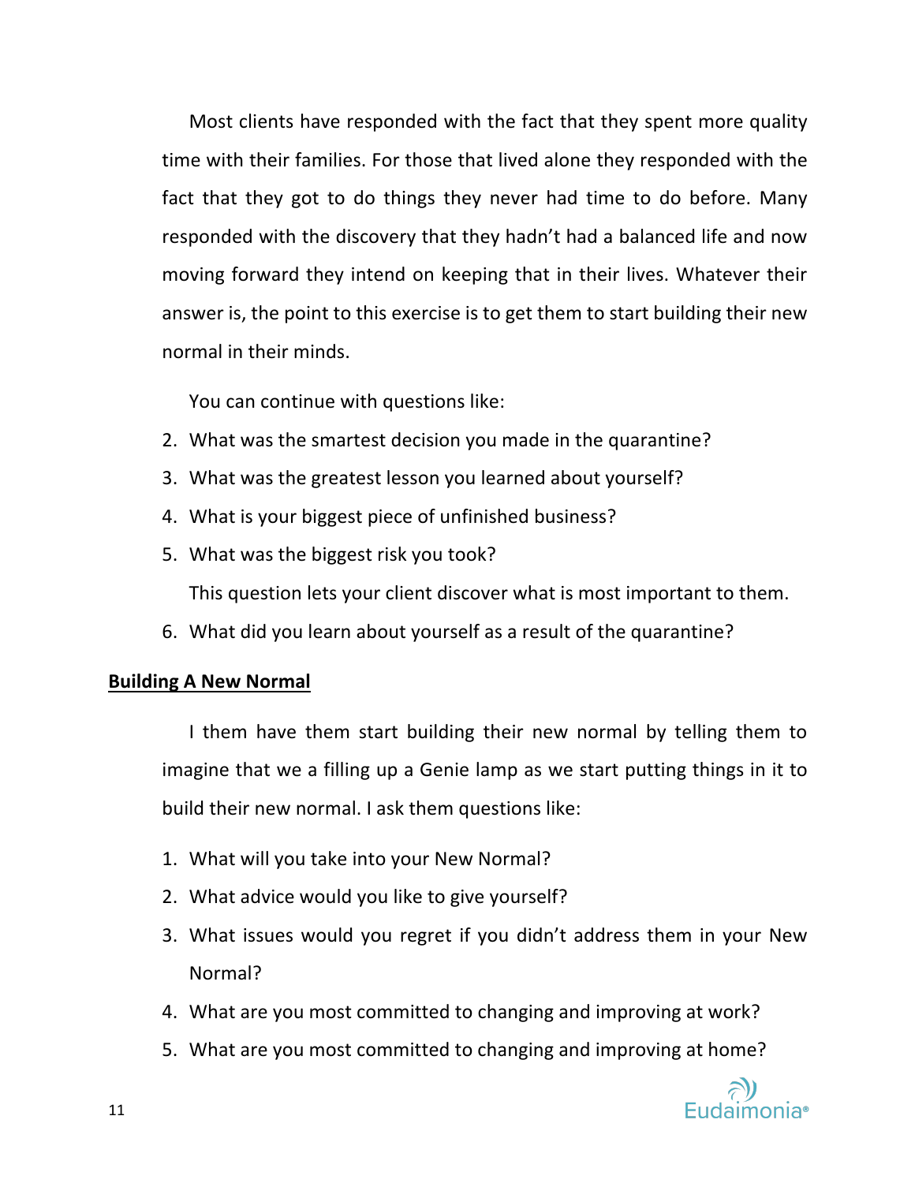Most clients have responded with the fact that they spent more quality time with their families. For those that lived alone they responded with the fact that they got to do things they never had time to do before. Many responded with the discovery that they hadn't had a balanced life and now moving forward they intend on keeping that in their lives. Whatever their answer is, the point to this exercise is to get them to start building their new normal in their minds.

You can continue with questions like:

2. What was the smartest decision you made in the quarantine?
3. What was the greatest lesson you learned about yourself?
4. What is your biggest piece of unfinished business?
5. What was the biggest risk you took?

   This question lets your client discover what is most important to them.

6. What did you learn about yourself as a result of the quarantine?

**Building A New Normal**

I them have them start building their new normal by telling them to imagine that we a filling up a Genie lamp as we start putting things in it to build their new normal. I ask them questions like:

1. What will you take into your New Normal?
2. What advice would you like to give yourself?
3. What issues would you regret if you didn't address them in your New Normal?
4. What are you most committed to changing and improving at work?
5. What are you most committed to changing and improving at home?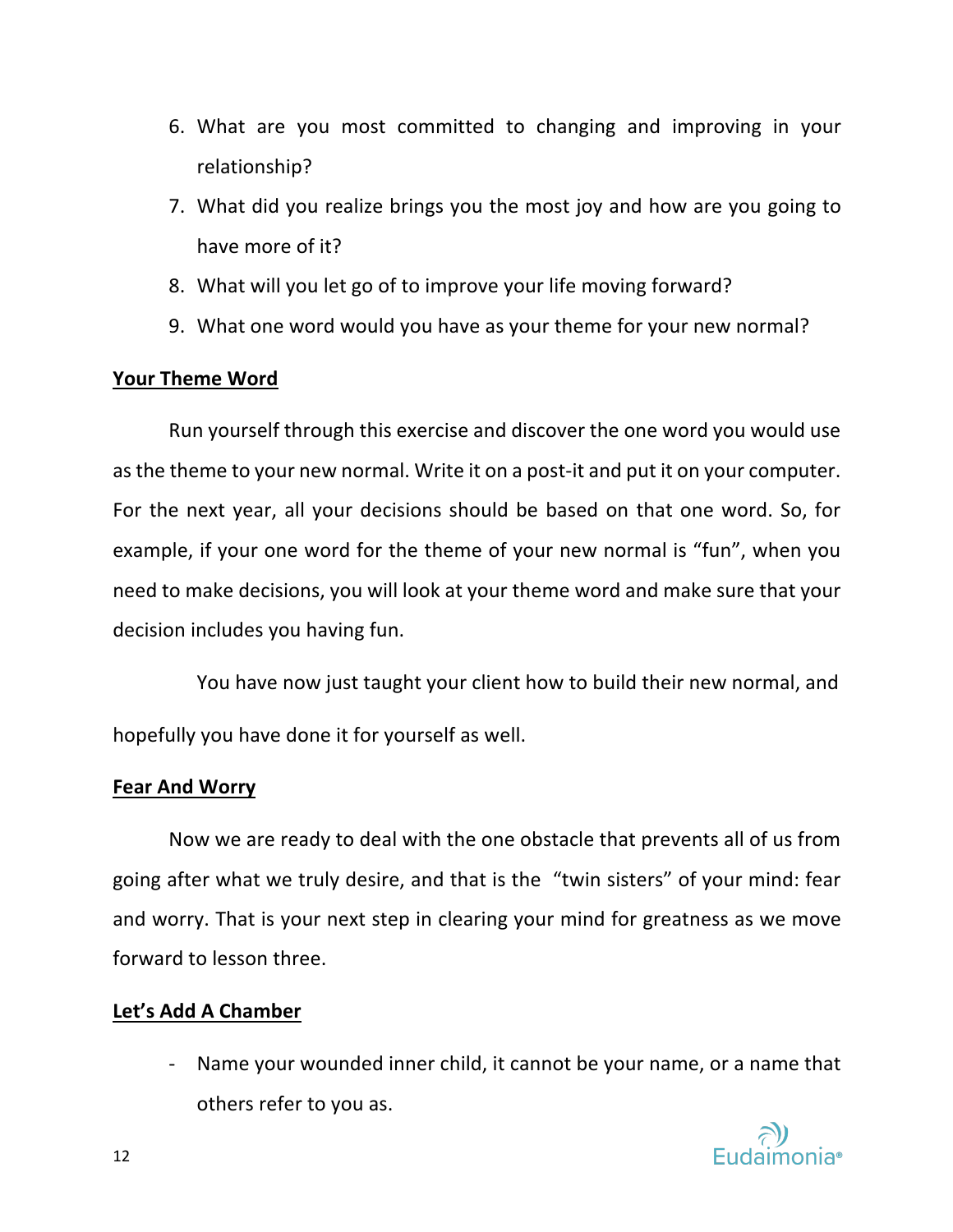6. What are you most committed to changing and improving in your relationship?
7. What did you realize brings you the most joy and how are you going to have more of it?
8. What will you let go of to improve your life moving forward?
9. What one word would you have as your theme for your new normal?

**Your Theme Word**

Run yourself through this exercise and discover the one word you would use as the theme to your new normal. Write it on a post-it and put it on your computer. For the next year, all your decisions should be based on that one word. So, for example, if your one word for the theme of your new normal is "fun", when you need to make decisions, you will look at your theme word and make sure that your decision includes you having fun.

You have now just taught your client how to build their new normal, and hopefully you have done it for yourself as well.

**Fear And Worry**

Now we are ready to deal with the one obstacle that prevents all of us from going after what we truly desire, and that is the "twin sisters" of your mind: fear and worry. That is your next step in clearing your mind for greatness as we move forward to lesson three.

**Let's Add A Chamber**

- Name your wounded inner child, it cannot be your name, or a name that others refer to you as.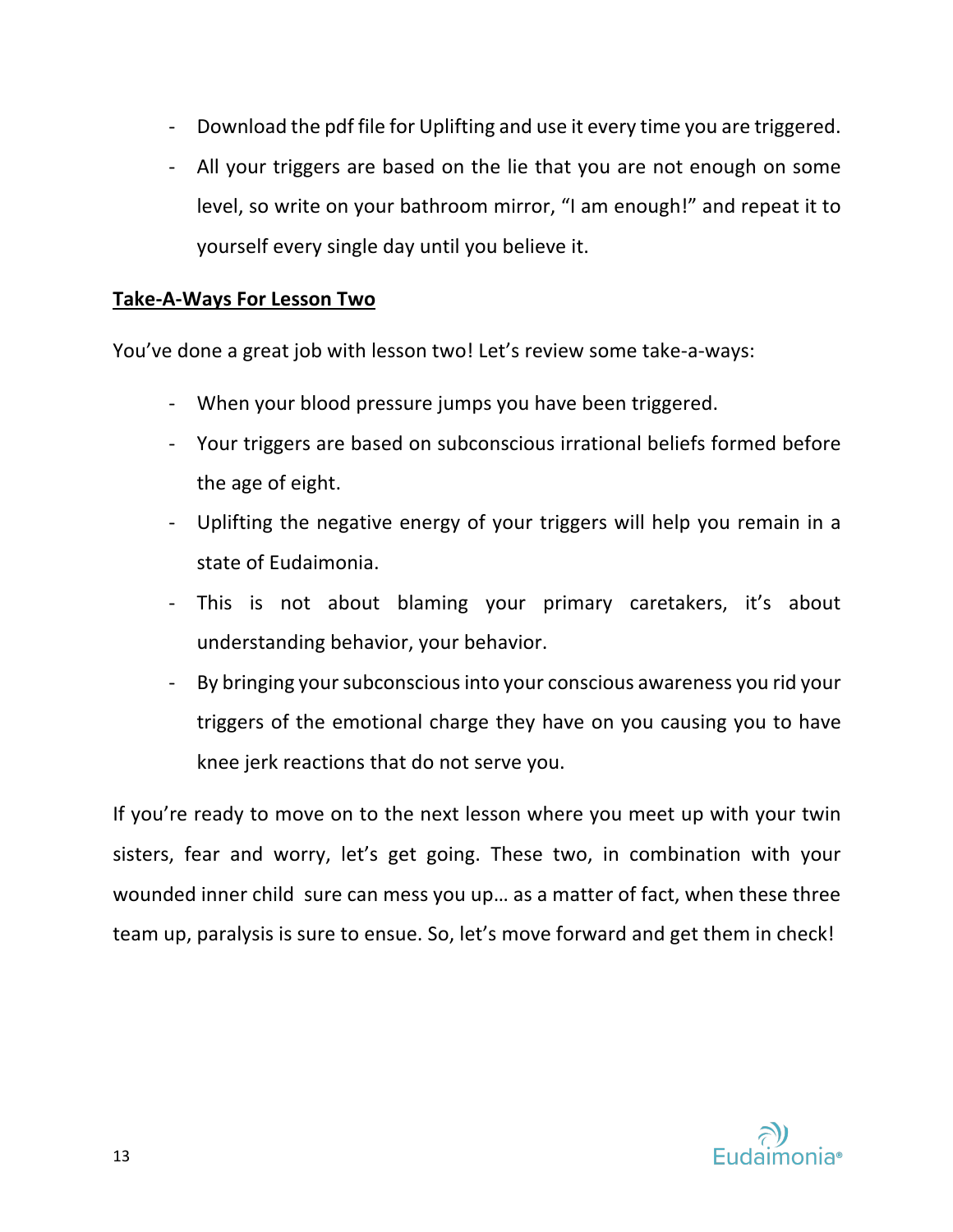- Download the pdf file for Uplifting and use it every time you are triggered.
- All your triggers are based on the lie that you are not enough on some level, so write on your bathroom mirror, "I am enough!" and repeat it to yourself every single day until you believe it.

**Take-A-Ways For Lesson Two**

You've done a great job with lesson two! Let's review some take-a-ways:

- When your blood pressure jumps you have been triggered.
- Your triggers are based on subconscious irrational beliefs formed before the age of eight.
- Uplifting the negative energy of your triggers will help you remain in a state of Eudaimonia.
- This is not about blaming your primary caretakers, it's about understanding behavior, your behavior.
- By bringing your subconscious into your conscious awareness you rid your triggers of the emotional charge they have on you causing you to have knee jerk reactions that do not serve you.

If you're ready to move on to the next lesson where you meet up with your twin sisters, fear and worry, let's get going. These two, in combination with your wounded inner child sure can mess you up… as a matter of fact, when these three team up, paralysis is sure to ensue. So, let's move forward and get them in check!